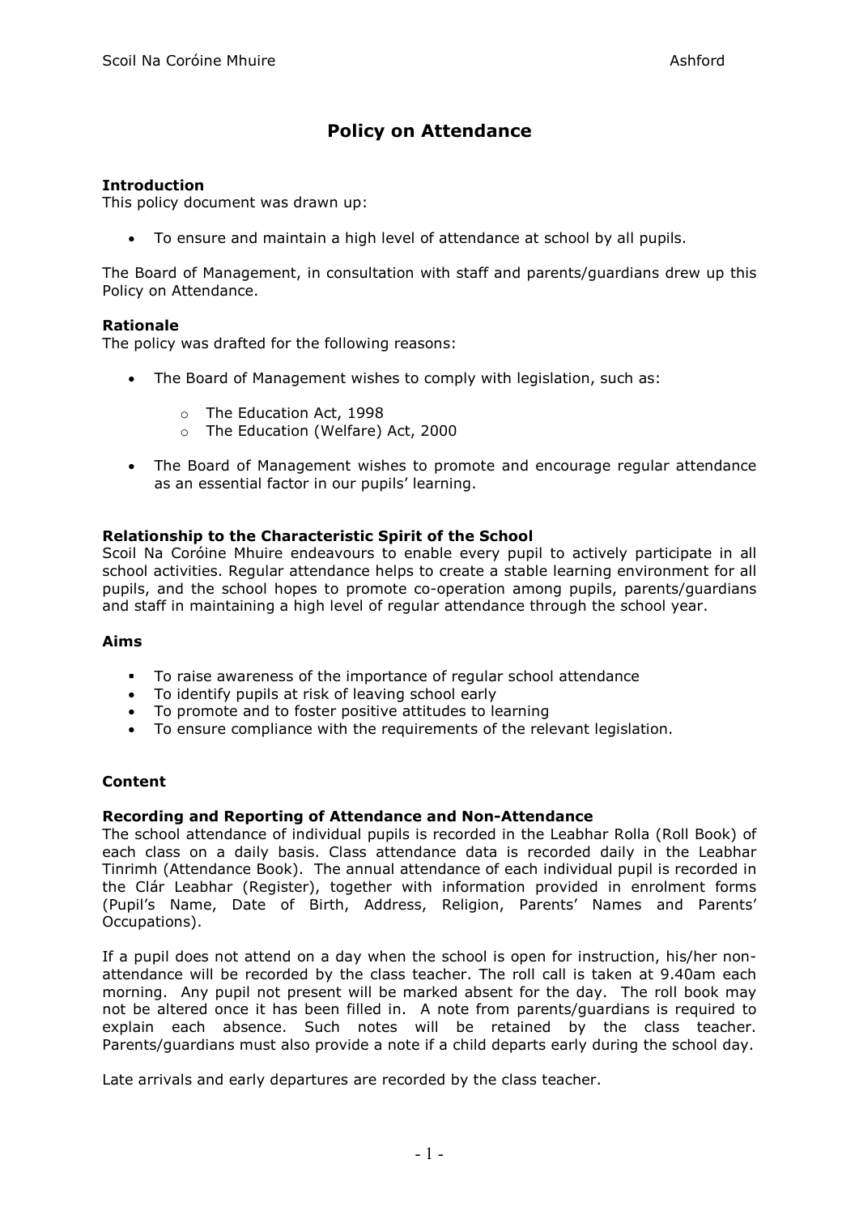# Policy on Attendance

**Introduction**
This policy document was drawn up:

- To ensure and maintain a high level of attendance at school by all pupils.

The Board of Management, in consultation with staff and parents/guardians drew up this Policy on Attendance.

**Rationale**
The policy was drafted for the following reasons:

- The Board of Management wishes to comply with legislation, such as:
    - The Education Act, 1998
    - The Education (Welfare) Act, 2000
- The Board of Management wishes to promote and encourage regular attendance as an essential factor in our pupils' learning.

**Relationship to the Characteristic Spirit of the School**
Scoil Na Coróine Mhuire endeavours to enable every pupil to actively participate in all school activities. Regular attendance helps to create a stable learning environment for all pupils, and the school hopes to promote co-operation among pupils, parents/guardians and staff in maintaining a high level of regular attendance through the school year.

**Aims**

- To raise awareness of the importance of regular school attendance
- To identify pupils at risk of leaving school early
- To promote and to foster positive attitudes to learning
- To ensure compliance with the requirements of the relevant legislation.

**Content**

**Recording and Reporting of Attendance and Non-Attendance**
The school attendance of individual pupils is recorded in the Leabhar Rolla (Roll Book) of each class on a daily basis. Class attendance data is recorded daily in the Leabhar Tinrimh (Attendance Book). The annual attendance of each individual pupil is recorded in the Clár Leabhar (Register), together with information provided in enrolment forms (Pupil's Name, Date of Birth, Address, Religion, Parents' Names and Parents' Occupations).

If a pupil does not attend on a day when the school is open for instruction, his/her non-attendance will be recorded by the class teacher. The roll call is taken at 9.40am each morning. Any pupil not present will be marked absent for the day. The roll book may not be altered once it has been filled in. A note from parents/guardians is required to explain each absence. Such notes will be retained by the class teacher. Parents/guardians must also provide a note if a child departs early during the school day.

Late arrivals and early departures are recorded by the class teacher.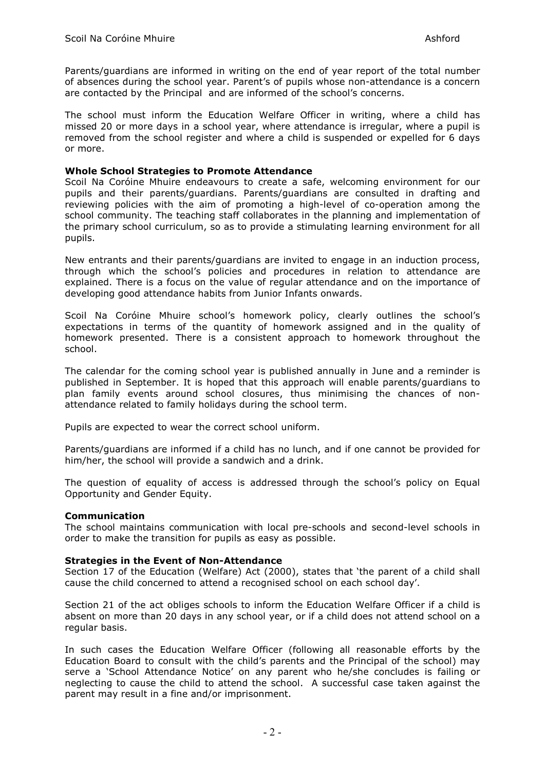Parents/guardians are informed in writing on the end of year report of the total number of absences during the school year. Parent's of pupils whose non-attendance is a concern are contacted by the Principal and are informed of the school's concerns.

The school must inform the Education Welfare Officer in writing, where a child has missed 20 or more days in a school year, where attendance is irregular, where a pupil is removed from the school register and where a child is suspended or expelled for 6 days or more.

**Whole School Strategies to Promote Attendance**

Scoil Na Coróine Mhuire endeavours to create a safe, welcoming environment for our pupils and their parents/guardians. Parents/guardians are consulted in drafting and reviewing policies with the aim of promoting a high-level of co-operation among the school community. The teaching staff collaborates in the planning and implementation of the primary school curriculum, so as to provide a stimulating learning environment for all pupils.

New entrants and their parents/guardians are invited to engage in an induction process, through which the school's policies and procedures in relation to attendance are explained. There is a focus on the value of regular attendance and on the importance of developing good attendance habits from Junior Infants onwards.

Scoil Na Coróine Mhuire school's homework policy, clearly outlines the school's expectations in terms of the quantity of homework assigned and in the quality of homework presented. There is a consistent approach to homework throughout the school.

The calendar for the coming school year is published annually in June and a reminder is published in September. It is hoped that this approach will enable parents/guardians to plan family events around school closures, thus minimising the chances of non-attendance related to family holidays during the school term.

Pupils are expected to wear the correct school uniform.

Parents/guardians are informed if a child has no lunch, and if one cannot be provided for him/her, the school will provide a sandwich and a drink.

The question of equality of access is addressed through the school's policy on Equal Opportunity and Gender Equity.

**Communication**

The school maintains communication with local pre-schools and second-level schools in order to make the transition for pupils as easy as possible.

**Strategies in the Event of Non-Attendance**

Section 17 of the Education (Welfare) Act (2000), states that 'the parent of a child shall cause the child concerned to attend a recognised school on each school day'.

Section 21 of the act obliges schools to inform the Education Welfare Officer if a child is absent on more than 20 days in any school year, or if a child does not attend school on a regular basis.

In such cases the Education Welfare Officer (following all reasonable efforts by the Education Board to consult with the child's parents and the Principal of the school) may serve a 'School Attendance Notice' on any parent who he/she concludes is failing or neglecting to cause the child to attend the school. A successful case taken against the parent may result in a fine and/or imprisonment.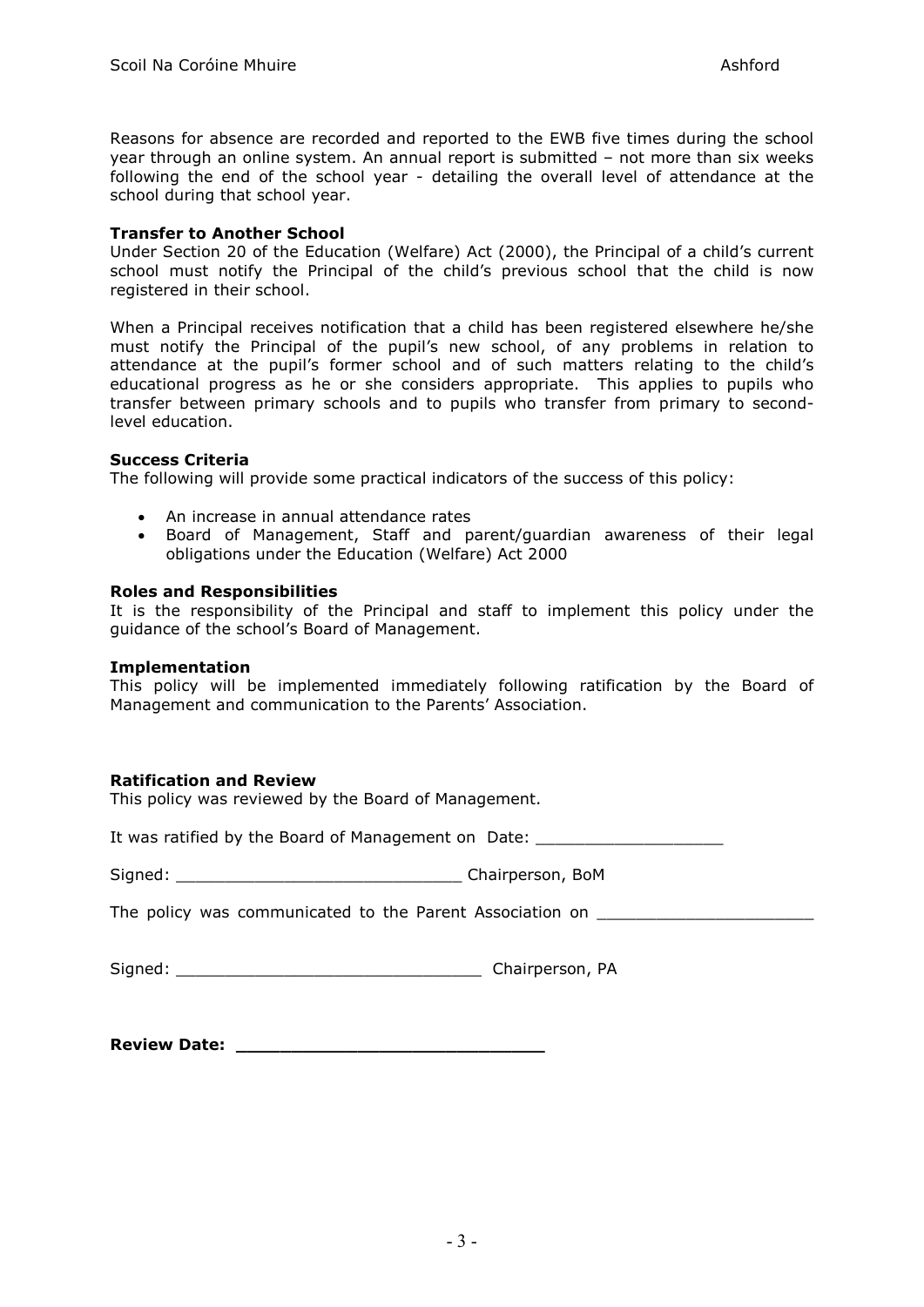Reasons for absence are recorded and reported to the EWB five times during the school year through an online system. An annual report is submitted – not more than six weeks following the end of the school year - detailing the overall level of attendance at the school during that school year.

**Transfer to Another School**
Under Section 20 of the Education (Welfare) Act (2000), the Principal of a child's current school must notify the Principal of the child's previous school that the child is now registered in their school.

When a Principal receives notification that a child has been registered elsewhere he/she must notify the Principal of the pupil's new school, of any problems in relation to attendance at the pupil's former school and of such matters relating to the child's educational progress as he or she considers appropriate. This applies to pupils who transfer between primary schools and to pupils who transfer from primary to second-level education.

**Success Criteria**
The following will provide some practical indicators of the success of this policy:

- An increase in annual attendance rates
- Board of Management, Staff and parent/guardian awareness of their legal obligations under the Education (Welfare) Act 2000

**Roles and Responsibilities**
It is the responsibility of the Principal and staff to implement this policy under the guidance of the school's Board of Management.

**Implementation**
This policy will be implemented immediately following ratification by the Board of Management and communication to the Parents' Association.

**Ratification and Review**
This policy was reviewed by the Board of Management.

It was ratified by the Board of Management on Date: ___________________

Signed: _____________________________ Chairperson, BoM

The policy was communicated to the Parent Association on ______________________

Signed: _______________________________ Chairperson, PA

**Review Date: _____________________________**